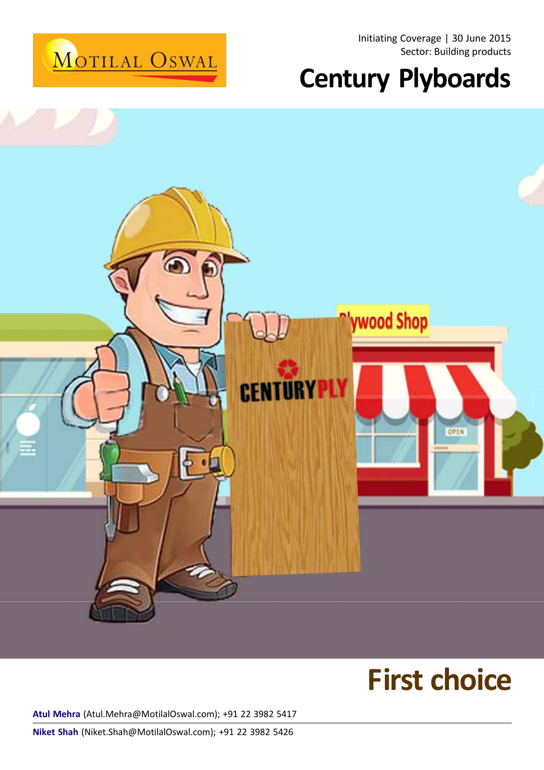Initiating Coverage | 30 June 2015
Sector: Building products

# Century Plyboards

# First choice

**Atul Mehra** (Atul.Mehra@MotilalOswal.com); +91 22 3982 5417

**Niket Shah** (Niket.Shah@MotilalOswal.com); +91 22 3982 5426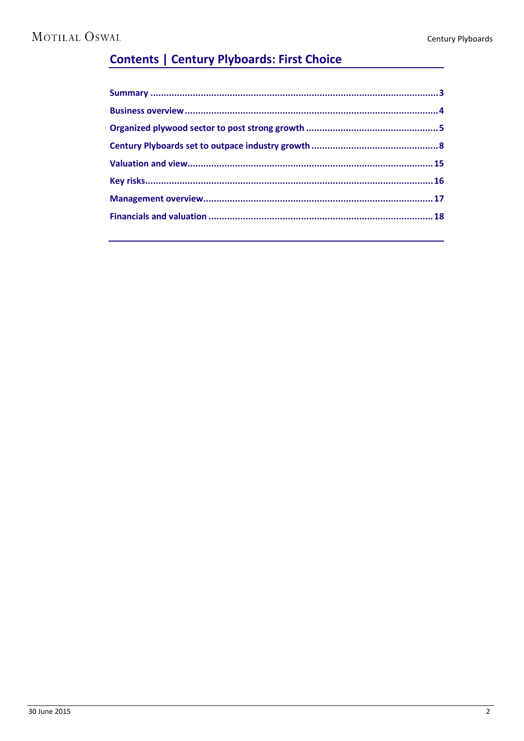## Contents | Century Plyboards: First Choice

**Summary** .......................................................................................................... 3

**Business overview** ................................................................................................ 4

**Organized plywood sector to post strong growth** ....................................................... 5

**Century Plyboards set to outpace industry growth** ..................................................... 8

**Valuation and view** ............................................................................................. 15

**Key risks** ......................................................................................................... 16

**Management overview** ......................................................................................... 17

**Financials and valuation** ...................................................................................... 18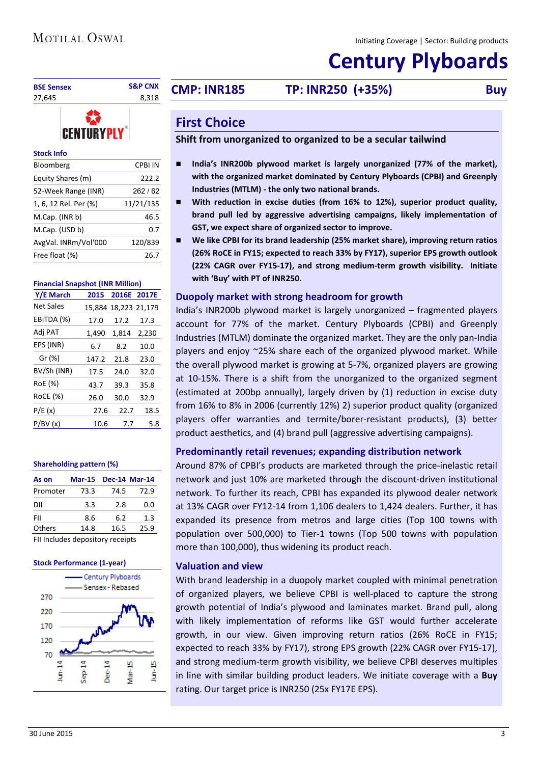Initiating Coverage | Sector: Building products

# Century Plyboards

| BSE Sensex | S&P CNX |
|---|---|
| 27,645 | 8,318 |

**CMP: INR185** **TP: INR250 (+35%)** **Buy**

**Stock Info**

| | |
|---|---|
| Bloomberg | CPBI IN |
| Equity Shares (m) | 222.2 |
| 52-Week Range (INR) | 262 / 62 |
| 1, 6, 12 Rel. Per (%) | 11/21/135 |
| M.Cap. (INR b) | 46.5 |
| M.Cap. (USD b) | 0.7 |
| AvgVal. INRm/Vol'000 | 120/839 |
| Free float (%) | 26.7 |

**Financial Snapshot (INR Million)**

| Y/E March | 2015 | 2016E | 2017E |
|---|---|---|---|
| Net Sales | 15,884 | 18,223 | 21,179 |
| EBITDA (%) | 17.0 | 17.2 | 17.3 |
| Adj PAT | 1,490 | 1,814 | 2,230 |
| EPS (INR) | 6.7 | 8.2 | 10.0 |
| Gr (%) | 147.2 | 21.8 | 23.0 |
| BV/Sh (INR) | 17.5 | 24.0 | 32.0 |
| RoE (%) | 43.7 | 39.3 | 35.8 |
| RoCE (%) | 26.0 | 30.0 | 32.9 |
| P/E (x) | 27.6 | 22.7 | 18.5 |
| P/BV (x) | 10.6 | 7.7 | 5.8 |

**Shareholding pattern (%)**

| As on | Mar-15 | Dec-14 | Mar-14 |
|---|---|---|---|
| Promoter | 73.3 | 74.5 | 72.9 |
| DII | 3.3 | 2.8 | 0.0 |
| FII | 8.6 | 6.2 | 1.3 |
| Others | 14.8 | 16.5 | 25.9 |

FII Includes depository receipts

**Stock Performance (1-year)**

## First Choice

### Shift from unorganized to organized to be a secular tailwind

- **India's INR200b plywood market is largely unorganized (77% of the market), with the organized market dominated by Century Plyboards (CPBI) and Greenply Industries (MTLM) - the only two national brands.**
- **With reduction in excise duties (from 16% to 12%), superior product quality, brand pull led by aggressive advertising campaigns, likely implementation of GST, we expect share of organized sector to improve.**
- **We like CPBI for its brand leadership (25% market share), improving return ratios (26% RoCE in FY15; expected to reach 33% by FY17), superior EPS growth outlook (22% CAGR over FY15-17), and strong medium-term growth visibility. Initiate with 'Buy' with PT of INR250.**

### Duopoly market with strong headroom for growth

India's INR200b plywood market is largely unorganized – fragmented players account for 77% of the market. Century Plyboards (CPBI) and Greenply Industries (MTLM) dominate the organized market. They are the only pan-India players and enjoy ~25% share each of the organized plywood market. While the overall plywood market is growing at 5-7%, organized players are growing at 10-15%. There is a shift from the unorganized to the organized segment (estimated at 200bp annually), largely driven by (1) reduction in excise duty from 16% to 8% in 2006 (currently 12%) 2) superior product quality (organized players offer warranties and termite/borer-resistant products), (3) better product aesthetics, and (4) brand pull (aggressive advertising campaigns).

### Predominantly retail revenues; expanding distribution network

Around 87% of CPBI's products are marketed through the price-inelastic retail network and just 10% are marketed through the discount-driven institutional network. To further its reach, CPBI has expanded its plywood dealer network at 13% CAGR over FY12-14 from 1,106 dealers to 1,424 dealers. Further, it has expanded its presence from metros and large cities (Top 100 towns with population over 500,000) to Tier-1 towns (Top 500 towns with population more than 100,000), thus widening its product reach.

### Valuation and view

With brand leadership in a duopoly market coupled with minimal penetration of organized players, we believe CPBI is well-placed to capture the strong growth potential of India's plywood and laminates market. Brand pull, along with likely implementation of reforms like GST would further accelerate growth, in our view. Given improving return ratios (26% RoCE in FY15; expected to reach 33% by FY17), strong EPS growth (22% CAGR over FY15-17), and strong medium-term growth visibility, we believe CPBI deserves multiples in line with similar building product leaders. We initiate coverage with a **Buy** rating. Our target price is INR250 (25x FY17E EPS).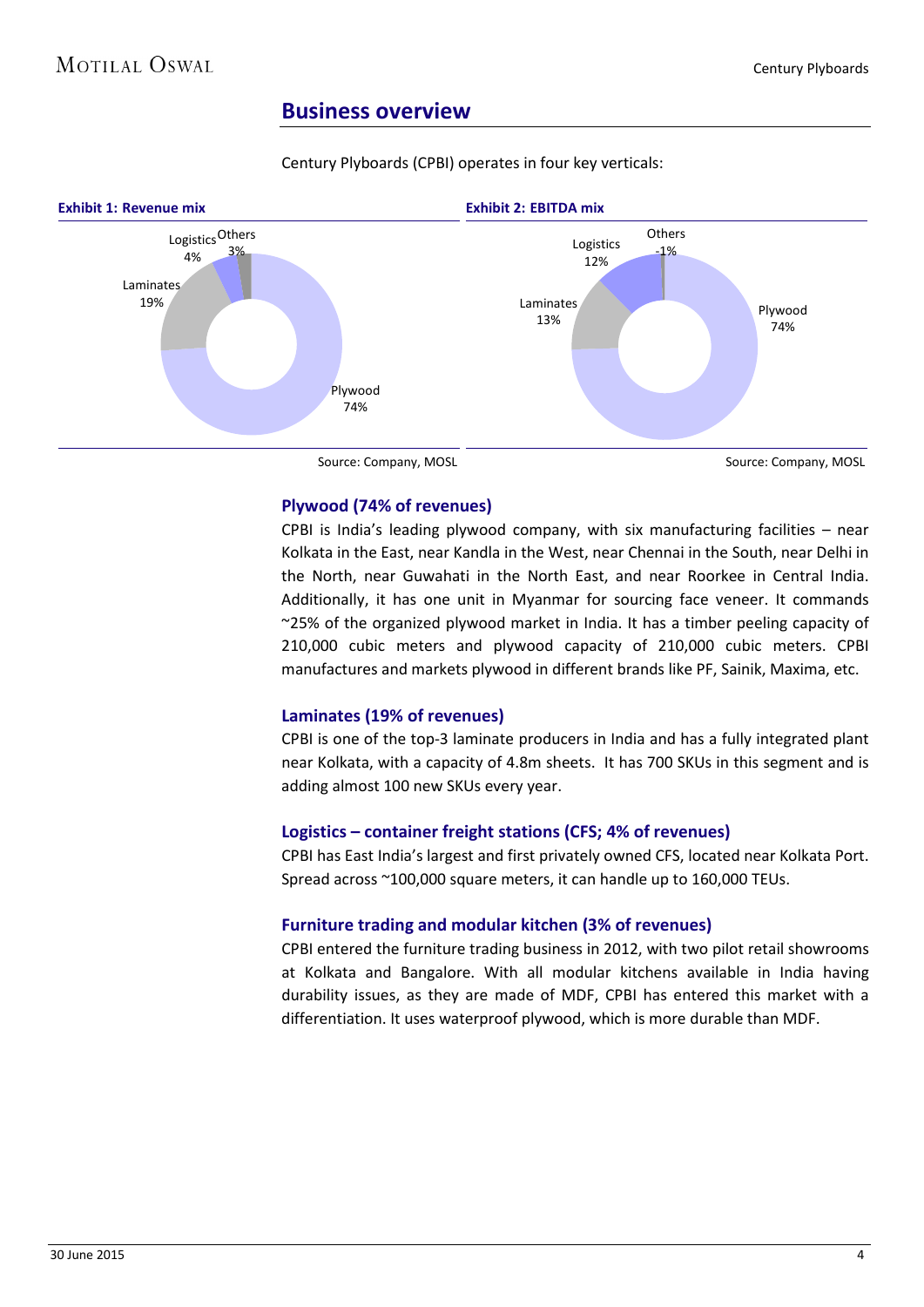## Business overview

Century Plyboards (CPBI) operates in four key verticals:

**Exhibit 1: Revenue mix**

| Segment | Share |
|---|---|
| Plywood | 74% |
| Laminates | 19% |
| Logistics | 4% |
| Others | 3% |

Source: Company, MOSL

**Exhibit 2: EBITDA mix**

| Segment | Share |
|---|---|
| Plywood | 74% |
| Laminates | 13% |
| Logistics | 12% |
| Others | -1% |

Source: Company, MOSL

### Plywood (74% of revenues)

CPBI is India's leading plywood company, with six manufacturing facilities – near Kolkata in the East, near Kandla in the West, near Chennai in the South, near Delhi in the North, near Guwahati in the North East, and near Roorkee in Central India. Additionally, it has one unit in Myanmar for sourcing face veneer. It commands ~25% of the organized plywood market in India. It has a timber peeling capacity of 210,000 cubic meters and plywood capacity of 210,000 cubic meters. CPBI manufactures and markets plywood in different brands like PF, Sainik, Maxima, etc.

### Laminates (19% of revenues)

CPBI is one of the top-3 laminate producers in India and has a fully integrated plant near Kolkata, with a capacity of 4.8m sheets. It has 700 SKUs in this segment and is adding almost 100 new SKUs every year.

### Logistics – container freight stations (CFS; 4% of revenues)

CPBI has East India's largest and first privately owned CFS, located near Kolkata Port. Spread across ~100,000 square meters, it can handle up to 160,000 TEUs.

### Furniture trading and modular kitchen (3% of revenues)

CPBI entered the furniture trading business in 2012, with two pilot retail showrooms at Kolkata and Bangalore. With all modular kitchens available in India having durability issues, as they are made of MDF, CPBI has entered this market with a differentiation. It uses waterproof plywood, which is more durable than MDF.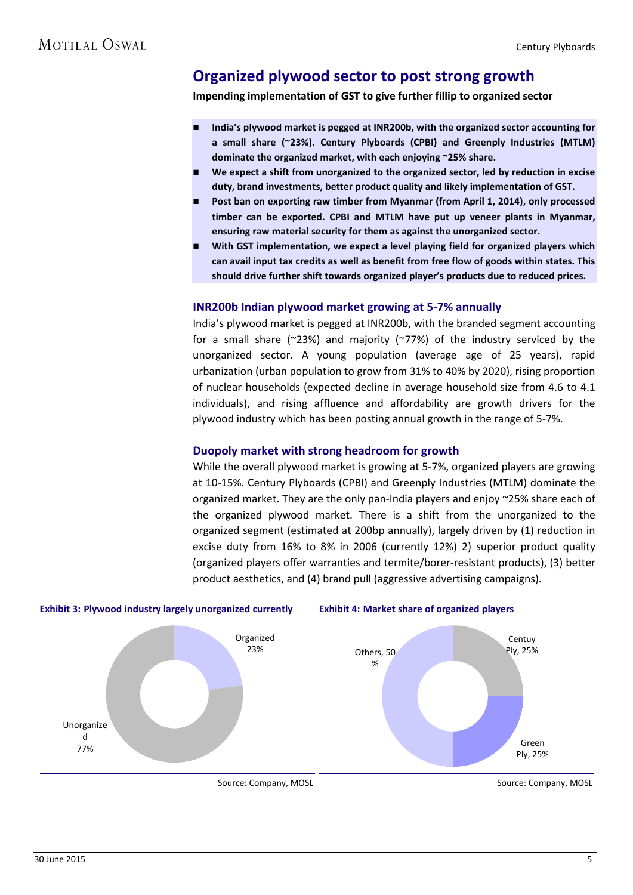## Organized plywood sector to post strong growth

**Impending implementation of GST to give further fillip to organized sector**

- **India's plywood market is pegged at INR200b, with the organized sector accounting for a small share (~23%). Century Plyboards (CPBI) and Greenply Industries (MTLM) dominate the organized market, with each enjoying ~25% share.**
- **We expect a shift from unorganized to the organized sector, led by reduction in excise duty, brand investments, better product quality and likely implementation of GST.**
- **Post ban on exporting raw timber from Myanmar (from April 1, 2014), only processed timber can be exported. CPBI and MTLM have put up veneer plants in Myanmar, ensuring raw material security for them as against the unorganized sector.**
- **With GST implementation, we expect a level playing field for organized players which can avail input tax credits as well as benefit from free flow of goods within states. This should drive further shift towards organized player's products due to reduced prices.**

### INR200b Indian plywood market growing at 5-7% annually

India's plywood market is pegged at INR200b, with the branded segment accounting for a small share (~23%) and majority (~77%) of the industry serviced by the unorganized sector. A young population (average age of 25 years), rapid urbanization (urban population to grow from 31% to 40% by 2020), rising proportion of nuclear households (expected decline in average household size from 4.6 to 4.1 individuals), and rising affluence and affordability are growth drivers for the plywood industry which has been posting annual growth in the range of 5-7%.

### Duopoly market with strong headroom for growth

While the overall plywood market is growing at 5-7%, organized players are growing at 10-15%. Century Plyboards (CPBI) and Greenply Industries (MTLM) dominate the organized market. They are the only pan-India players and enjoy ~25% share each of the organized plywood market. There is a shift from the unorganized to the organized segment (estimated at 200bp annually), largely driven by (1) reduction in excise duty from 16% to 8% in 2006 (currently 12%) 2) superior product quality (organized players offer warranties and termite/borer-resistant products), (3) better product aesthetics, and (4) brand pull (aggressive advertising campaigns).

**Exhibit 3: Plywood industry largely unorganized currently**

| Segment | Share |
|---|---|
| Organized | 23% |
| Unorganized | 77% |

Source: Company, MOSL

**Exhibit 4: Market share of organized players**

| Player | Share |
|---|---|
| Centuy Ply | 25% |
| Green Ply | 25% |
| Others | 50% |

Source: Company, MOSL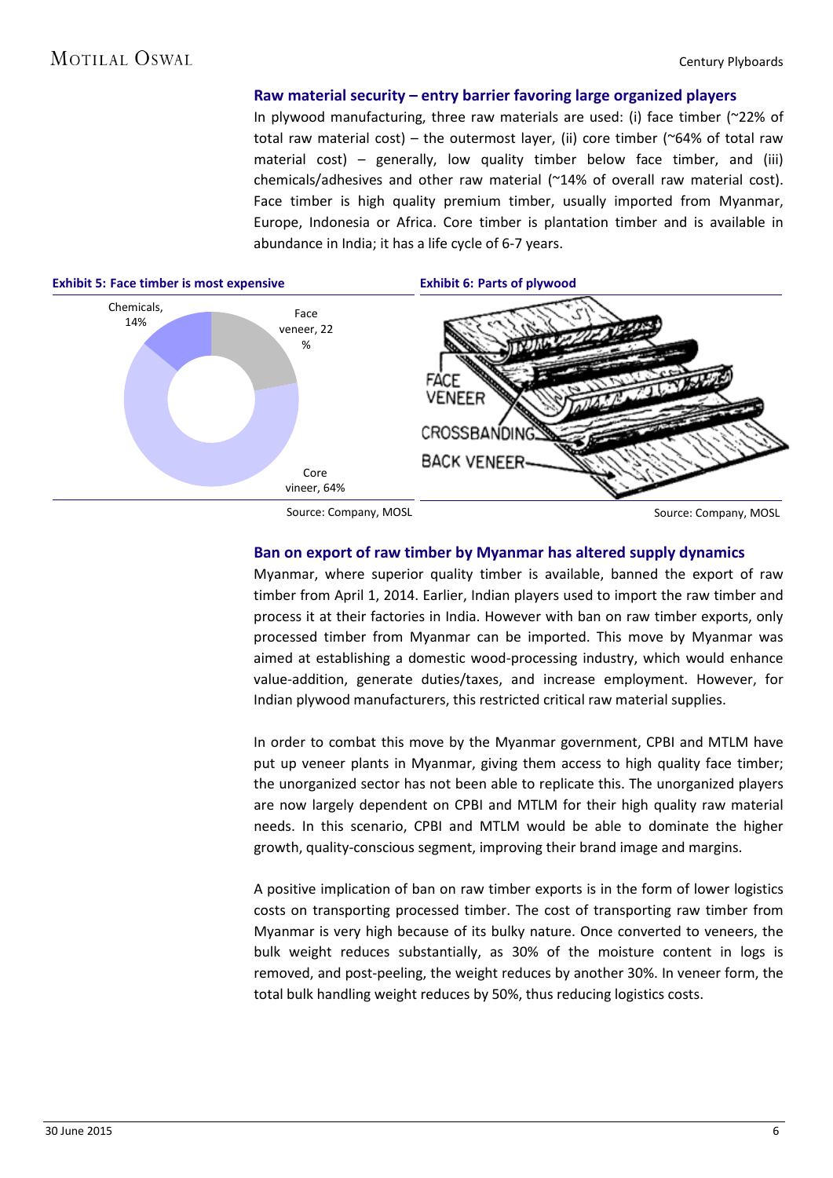## Raw material security – entry barrier favoring large organized players

In plywood manufacturing, three raw materials are used: (i) face timber (~22% of total raw material cost) – the outermost layer, (ii) core timber (~64% of total raw material cost) – generally, low quality timber below face timber, and (iii) chemicals/adhesives and other raw material (~14% of overall raw material cost). Face timber is high quality premium timber, usually imported from Myanmar, Europe, Indonesia or Africa. Core timber is plantation timber and is available in abundance in India; it has a life cycle of 6-7 years.

**Exhibit 5: Face timber is most expensive**

Chemicals, 14%

Face veneer, 22 %

Core vineer, 64%

Source: Company, MOSL

**Exhibit 6: Parts of plywood**

FACE VENEER

CROSSBANDING

BACK VENEER

Source: Company, MOSL

## Ban on export of raw timber by Myanmar has altered supply dynamics

Myanmar, where superior quality timber is available, banned the export of raw timber from April 1, 2014. Earlier, Indian players used to import the raw timber and process it at their factories in India. However with ban on raw timber exports, only processed timber from Myanmar can be imported. This move by Myanmar was aimed at establishing a domestic wood-processing industry, which would enhance value-addition, generate duties/taxes, and increase employment. However, for Indian plywood manufacturers, this restricted critical raw material supplies.

In order to combat this move by the Myanmar government, CPBI and MTLM have put up veneer plants in Myanmar, giving them access to high quality face timber; the unorganized sector has not been able to replicate this. The unorganized players are now largely dependent on CPBI and MTLM for their high quality raw material needs. In this scenario, CPBI and MTLM would be able to dominate the higher growth, quality-conscious segment, improving their brand image and margins.

A positive implication of ban on raw timber exports is in the form of lower logistics costs on transporting processed timber. The cost of transporting raw timber from Myanmar is very high because of its bulky nature. Once converted to veneers, the bulk weight reduces substantially, as 30% of the moisture content in logs is removed, and post-peeling, the weight reduces by another 30%. In veneer form, the total bulk handling weight reduces by 50%, thus reducing logistics costs.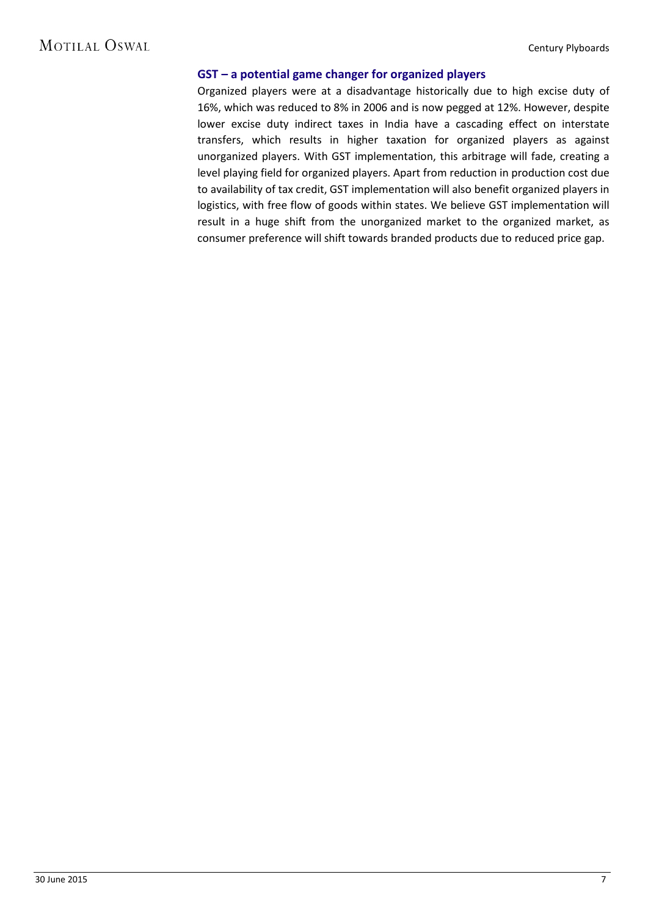### GST – a potential game changer for organized players

Organized players were at a disadvantage historically due to high excise duty of 16%, which was reduced to 8% in 2006 and is now pegged at 12%. However, despite lower excise duty indirect taxes in India have a cascading effect on interstate transfers, which results in higher taxation for organized players as against unorganized players. With GST implementation, this arbitrage will fade, creating a level playing field for organized players. Apart from reduction in production cost due to availability of tax credit, GST implementation will also benefit organized players in logistics, with free flow of goods within states. We believe GST implementation will result in a huge shift from the unorganized market to the organized market, as consumer preference will shift towards branded products due to reduced price gap.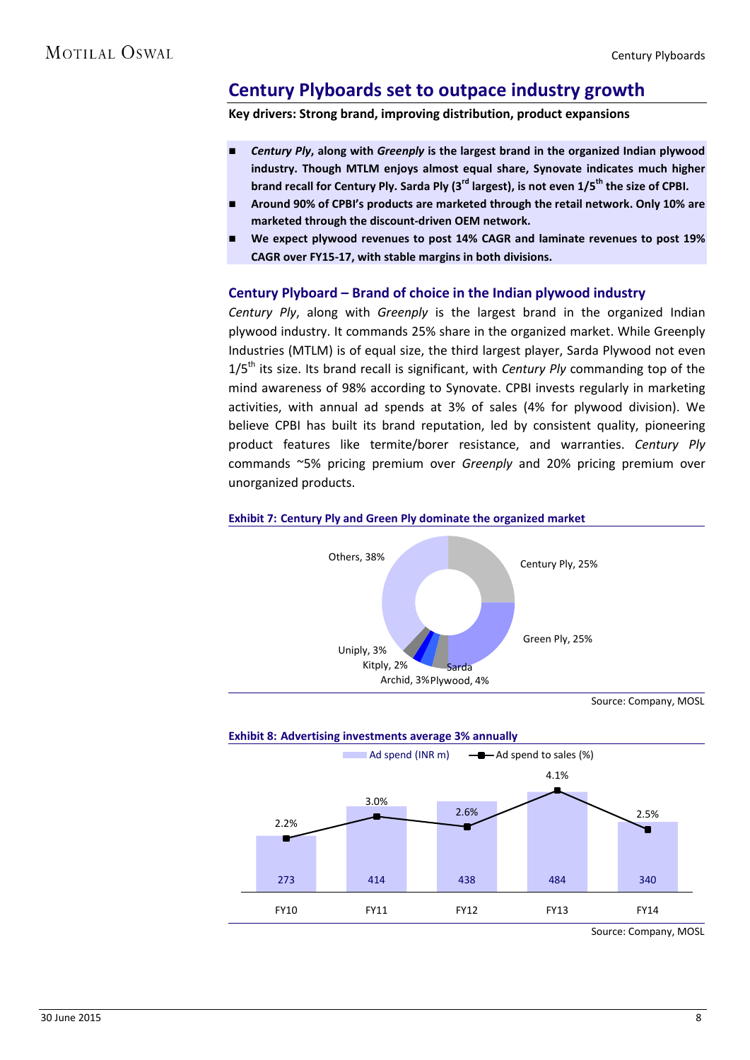## Century Plyboards set to outpace industry growth

**Key drivers: Strong brand, improving distribution, product expansions**

- ***Century Ply*, along with *Greenply* is the largest brand in the organized Indian plywood industry. Though MTLM enjoys almost equal share, Synovate indicates much higher brand recall for Century Ply. Sarda Ply (3rd largest), is not even 1/5th the size of CPBI.**
- **Around 90% of CPBI's products are marketed through the retail network. Only 10% are marketed through the discount-driven OEM network.**
- **We expect plywood revenues to post 14% CAGR and laminate revenues to post 19% CAGR over FY15-17, with stable margins in both divisions.**

### Century Plyboard – Brand of choice in the Indian plywood industry

*Century Ply*, along with *Greenply* is the largest brand in the organized Indian plywood industry. It commands 25% share in the organized market. While Greenply Industries (MTLM) is of equal size, the third largest player, Sarda Plywood not even 1/5th its size. Its brand recall is significant, with *Century Ply* commanding top of the mind awareness of 98% according to Synovate. CPBI invests regularly in marketing activities, with annual ad spends at 3% of sales (4% for plywood division). We believe CPBI has built its brand reputation, led by consistent quality, pioneering product features like termite/borer resistance, and warranties. *Century Ply* commands ~5% pricing premium over *Greenply* and 20% pricing premium over unorganized products.

**Exhibit 7: Century Ply and Green Ply dominate the organized market**

| Brand | Share |
|---|---|
| Century Ply | 25% |
| Green Ply | 25% |
| Sarda Plywood | 4% |
| Archid | 3% |
| Kitply | 2% |
| Uniply | 3% |
| Others | 38% |

Source: Company, MOSL

**Exhibit 8: Advertising investments average 3% annually**

| | FY10 | FY11 | FY12 | FY13 | FY14 |
|---|---|---|---|---|---|
| Ad spend (INR m) | 273 | 414 | 438 | 484 | 340 |
| Ad spend to sales (%) | 2.2% | 3.0% | 2.6% | 4.1% | 2.5% |

Source: Company, MOSL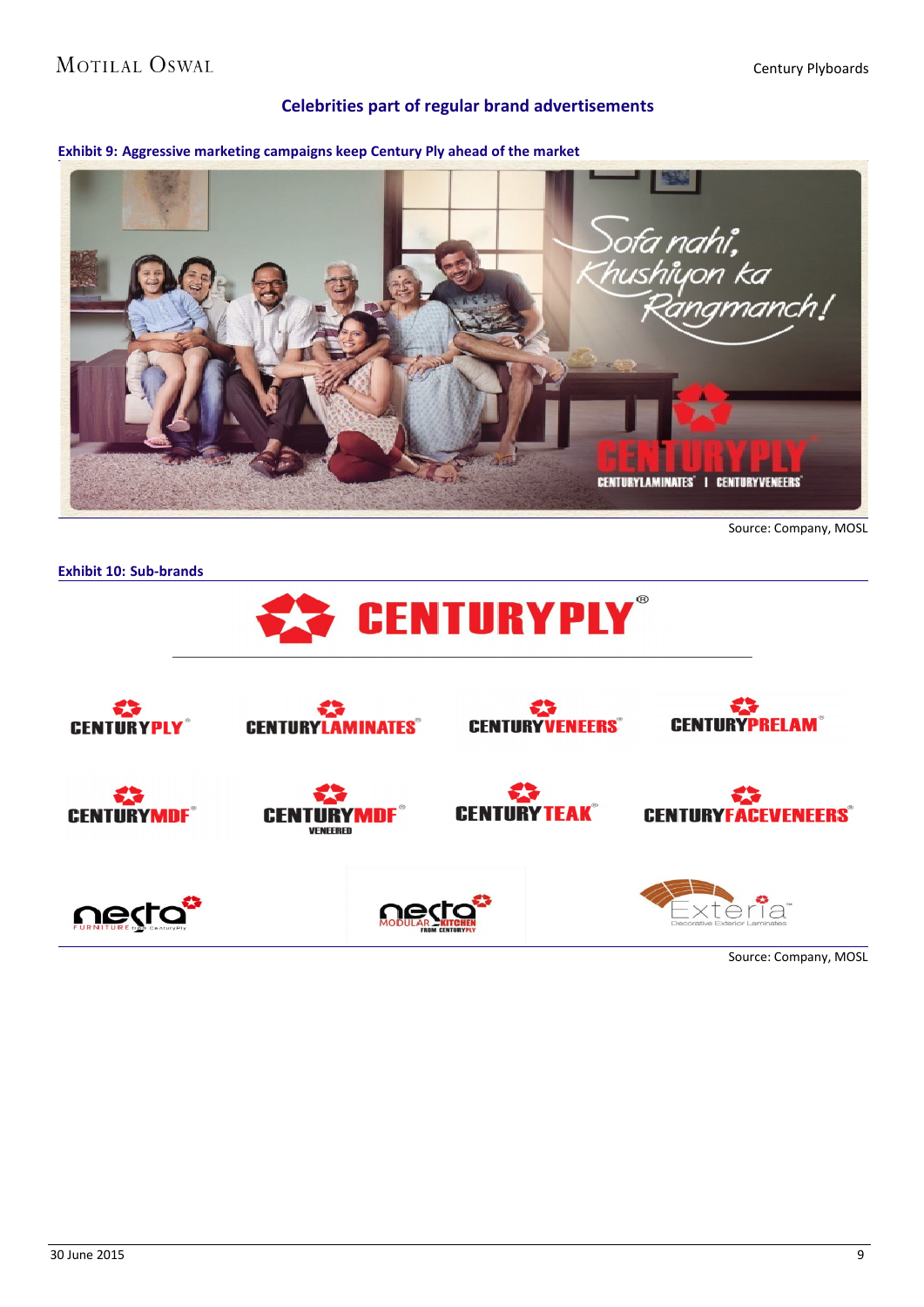## Celebrities part of regular brand advertisements

**Exhibit 9: Aggressive marketing campaigns keep Century Ply ahead of the market**

Source: Company, MOSL

**Exhibit 10: Sub-brands**

Source: Company, MOSL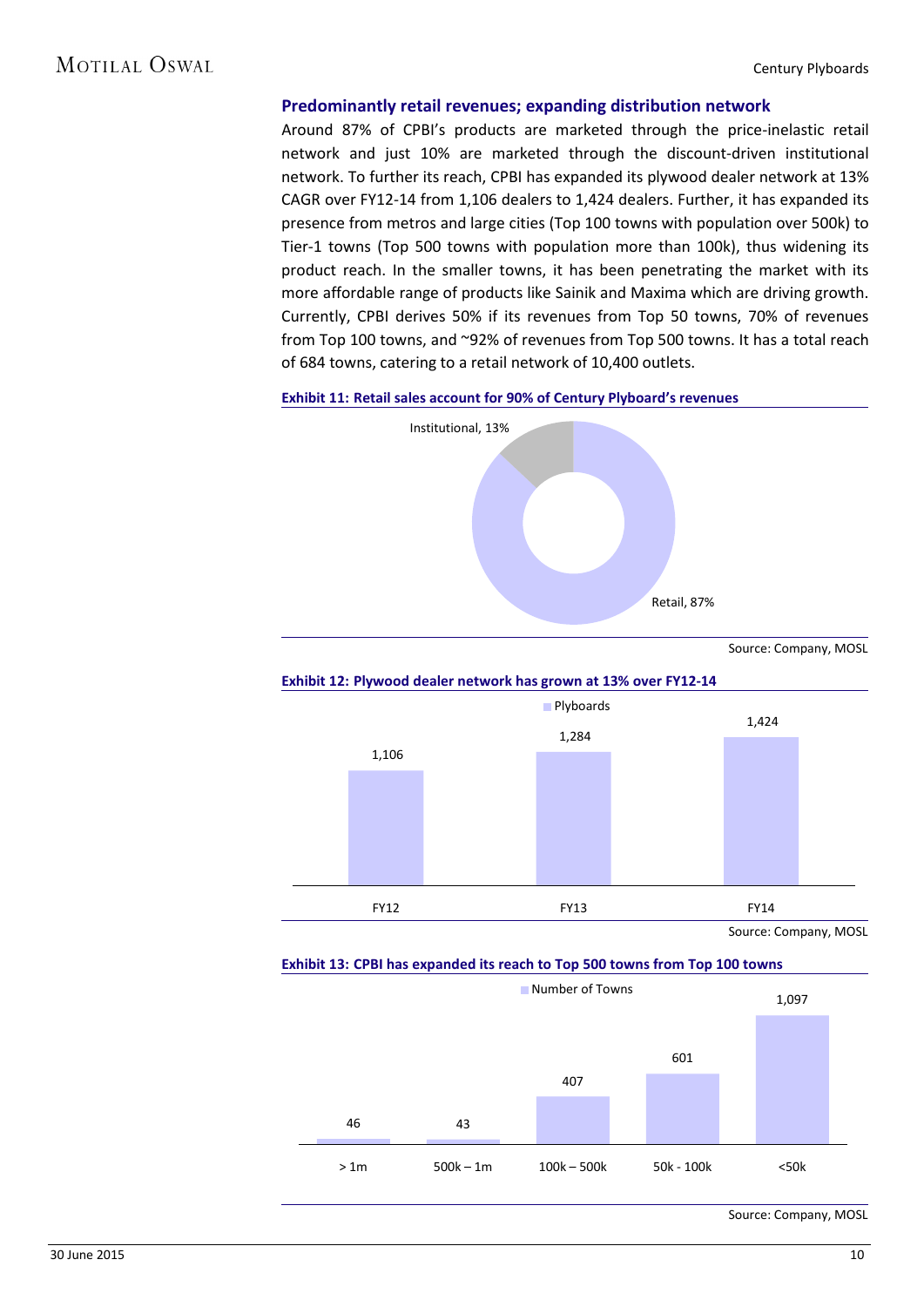## Predominantly retail revenues; expanding distribution network

Around 87% of CPBI's products are marketed through the price-inelastic retail network and just 10% are marketed through the discount-driven institutional network. To further its reach, CPBI has expanded its plywood dealer network at 13% CAGR over FY12-14 from 1,106 dealers to 1,424 dealers. Further, it has expanded its presence from metros and large cities (Top 100 towns with population over 500k) to Tier-1 towns (Top 500 towns with population more than 100k), thus widening its product reach. In the smaller towns, it has been penetrating the market with its more affordable range of products like Sainik and Maxima which are driving growth. Currently, CPBI derives 50% if its revenues from Top 50 towns, 70% of revenues from Top 100 towns, and ~92% of revenues from Top 500 towns. It has a total reach of 684 towns, catering to a retail network of 10,400 outlets.

**Exhibit 11: Retail sales account for 90% of Century Plyboard's revenues**

| Segment | Share |
|---|---|
| Institutional | 13% |
| Retail | 87% |

Source: Company, MOSL

**Exhibit 12: Plywood dealer network has grown at 13% over FY12-14**

| | FY12 | FY13 | FY14 |
|---|---|---|---|
| Plyboards | 1,106 | 1,284 | 1,424 |

Source: Company, MOSL

**Exhibit 13: CPBI has expanded its reach to Top 500 towns from Top 100 towns**

| | > 1m | 500k – 1m | 100k – 500k | 50k - 100k | <50k |
|---|---|---|---|---|---|
| Number of Towns | 46 | 43 | 407 | 601 | 1,097 |

Source: Company, MOSL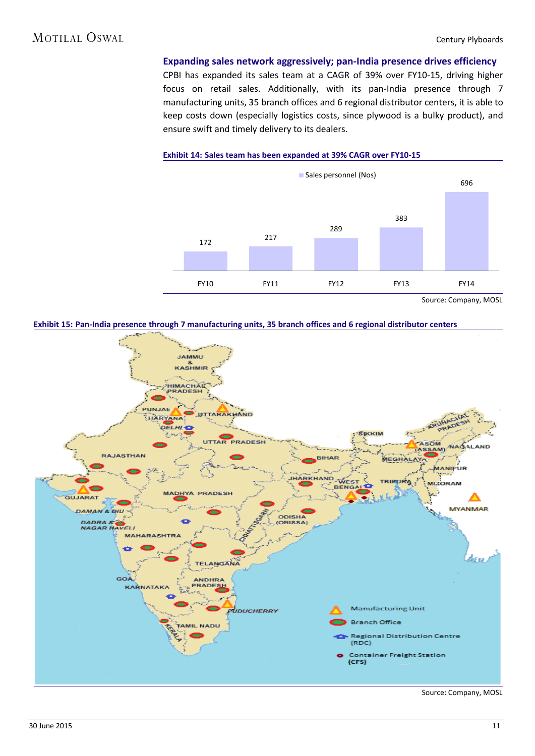## Expanding sales network aggressively; pan-India presence drives efficiency

CPBI has expanded its sales team at a CAGR of 39% over FY10-15, driving higher focus on retail sales. Additionally, with its pan-India presence through 7 manufacturing units, 35 branch offices and 6 regional distributor centers, it is able to keep costs down (especially logistics costs, since plywood is a bulky product), and ensure swift and timely delivery to its dealers.

**Exhibit 14: Sales team has been expanded at 39% CAGR over FY10-15**

| | FY10 | FY11 | FY12 | FY13 | FY14 |
|---|---|---|---|---|---|
| Sales personnel (Nos) | 172 | 217 | 289 | 383 | 696 |

Source: Company, MOSL

**Exhibit 15: Pan-India presence through 7 manufacturing units, 35 branch offices and 6 regional distributor centers**

Source: Company, MOSL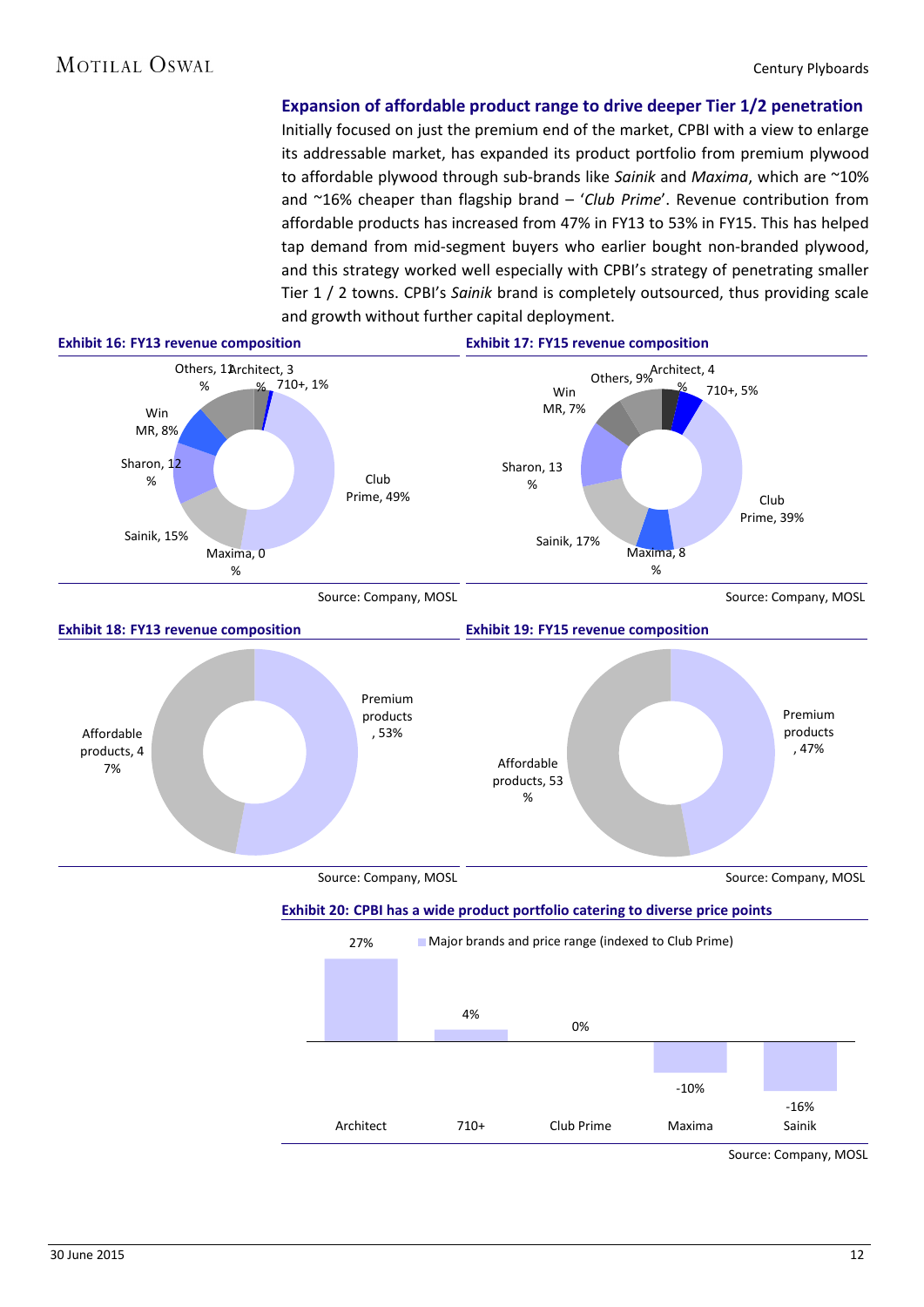## Expansion of affordable product range to drive deeper Tier 1/2 penetration

Initially focused on just the premium end of the market, CPBI with a view to enlarge its addressable market, has expanded its product portfolio from premium plywood to affordable plywood through sub-brands like *Sainik* and *Maxima*, which are ~10% and ~16% cheaper than flagship brand – '*Club Prime*'. Revenue contribution from affordable products has increased from 47% in FY13 to 53% in FY15. This has helped tap demand from mid-segment buyers who earlier bought non-branded plywood, and this strategy worked well especially with CPBI's strategy of penetrating smaller Tier 1 / 2 towns. CPBI's *Sainik* brand is completely outsourced, thus providing scale and growth without further capital deployment.

**Exhibit 16: FY13 revenue composition**

| Brand | Share |
|---|---|
| Club Prime | 49% |
| Maxima | 0% |
| Sainik | 15% |
| Sharon | 12% |
| Win MR | 8% |
| Others | 11% |
| Architect | 3% |
| 710+ | 1% |

Source: Company, MOSL

**Exhibit 17: FY15 revenue composition**

| Brand | Share |
|---|---|
| Club Prime | 39% |
| Maxima | 8% |
| Sainik | 17% |
| Sharon | 13% |
| Win MR | 7% |
| Others | 9% |
| Architect | 4% |
| 710+ | 5% |

Source: Company, MOSL

**Exhibit 18: FY13 revenue composition**

| Category | Share |
|---|---|
| Premium products | 53% |
| Affordable products | 47% |

Source: Company, MOSL

**Exhibit 19: FY15 revenue composition**

| Category | Share |
|---|---|
| Premium products | 47% |
| Affordable products | 53% |

Source: Company, MOSL

**Exhibit 20: CPBI has a wide product portfolio catering to diverse price points**

Major brands and price range (indexed to Club Prime)

| Brand | Price (indexed to Club Prime) |
|---|---|
| Architect | 27% |
| 710+ | 4% |
| Club Prime | 0% |
| Maxima | -10% |
| Sainik | -16% |

Source: Company, MOSL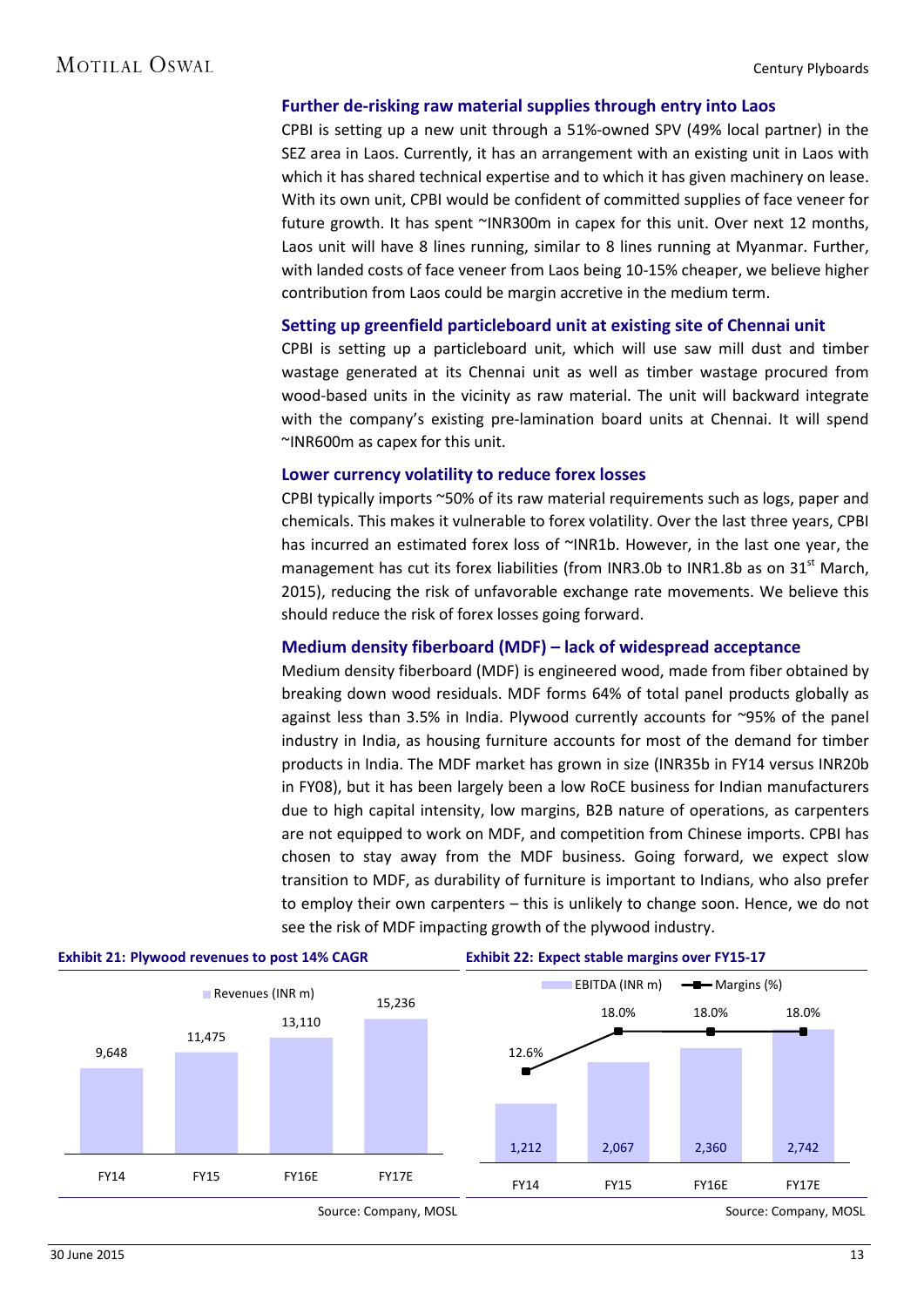### Further de-risking raw material supplies through entry into Laos

CPBI is setting up a new unit through a 51%-owned SPV (49% local partner) in the SEZ area in Laos. Currently, it has an arrangement with an existing unit in Laos with which it has shared technical expertise and to which it has given machinery on lease. With its own unit, CPBI would be confident of committed supplies of face veneer for future growth. It has spent ~INR300m in capex for this unit. Over next 12 months, Laos unit will have 8 lines running, similar to 8 lines running at Myanmar. Further, with landed costs of face veneer from Laos being 10-15% cheaper, we believe higher contribution from Laos could be margin accretive in the medium term.

### Setting up greenfield particleboard unit at existing site of Chennai unit

CPBI is setting up a particleboard unit, which will use saw mill dust and timber wastage generated at its Chennai unit as well as timber wastage procured from wood-based units in the vicinity as raw material. The unit will backward integrate with the company's existing pre-lamination board units at Chennai. It will spend ~INR600m as capex for this unit.

### Lower currency volatility to reduce forex losses

CPBI typically imports ~50% of its raw material requirements such as logs, paper and chemicals. This makes it vulnerable to forex volatility. Over the last three years, CPBI has incurred an estimated forex loss of ~INR1b. However, in the last one year, the management has cut its forex liabilities (from INR3.0b to INR1.8b as on 31st March, 2015), reducing the risk of unfavorable exchange rate movements. We believe this should reduce the risk of forex losses going forward.

### Medium density fiberboard (MDF) – lack of widespread acceptance

Medium density fiberboard (MDF) is engineered wood, made from fiber obtained by breaking down wood residuals. MDF forms 64% of total panel products globally as against less than 3.5% in India. Plywood currently accounts for ~95% of the panel industry in India, as housing furniture accounts for most of the demand for timber products in India. The MDF market has grown in size (INR35b in FY14 versus INR20b in FY08), but it has been largely been a low RoCE business for Indian manufacturers due to high capital intensity, low margins, B2B nature of operations, as carpenters are not equipped to work on MDF, and competition from Chinese imports. CPBI has chosen to stay away from the MDF business. Going forward, we expect slow transition to MDF, as durability of furniture is important to Indians, who also prefer to employ their own carpenters – this is unlikely to change soon. Hence, we do not see the risk of MDF impacting growth of the plywood industry.

**Exhibit 21: Plywood revenues to post 14% CAGR**

| | FY14 | FY15 | FY16E | FY17E |
|---|---|---|---|---|
| Revenues (INR m) | 9,648 | 11,475 | 13,110 | 15,236 |

Source: Company, MOSL

**Exhibit 22: Expect stable margins over FY15-17**

| | FY14 | FY15 | FY16E | FY17E |
|---|---|---|---|---|
| EBITDA (INR m) | 1,212 | 2,067 | 2,360 | 2,742 |
| Margins (%) | 12.6% | 18.0% | 18.0% | 18.0% |

Source: Company, MOSL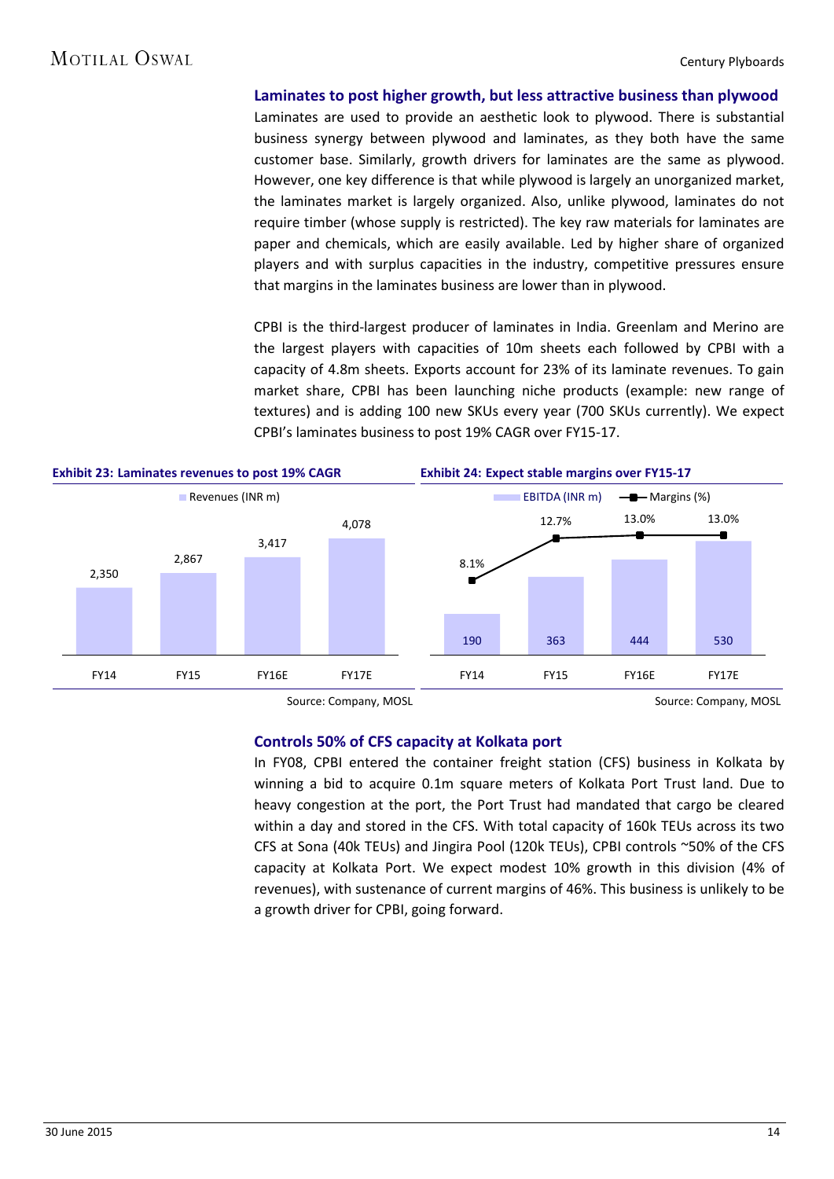### Laminates to post higher growth, but less attractive business than plywood

Laminates are used to provide an aesthetic look to plywood. There is substantial business synergy between plywood and laminates, as they both have the same customer base. Similarly, growth drivers for laminates are the same as plywood. However, one key difference is that while plywood is largely an unorganized market, the laminates market is largely organized. Also, unlike plywood, laminates do not require timber (whose supply is restricted). The key raw materials for laminates are paper and chemicals, which are easily available. Led by higher share of organized players and with surplus capacities in the industry, competitive pressures ensure that margins in the laminates business are lower than in plywood.

CPBI is the third-largest producer of laminates in India. Greenlam and Merino are the largest players with capacities of 10m sheets each followed by CPBI with a capacity of 4.8m sheets. Exports account for 23% of its laminate revenues. To gain market share, CPBI has been launching niche products (example: new range of textures) and is adding 100 new SKUs every year (700 SKUs currently). We expect CPBI's laminates business to post 19% CAGR over FY15-17.

**Exhibit 23: Laminates revenues to post 19% CAGR**

| | FY14 | FY15 | FY16E | FY17E |
|---|---|---|---|---|
| Revenues (INR m) | 2,350 | 2,867 | 3,417 | 4,078 |

Source: Company, MOSL

**Exhibit 24: Expect stable margins over FY15-17**

| | FY14 | FY15 | FY16E | FY17E |
|---|---|---|---|---|
| EBITDA (INR m) | 190 | 363 | 444 | 530 |
| Margins (%) | 8.1% | 12.7% | 13.0% | 13.0% |

Source: Company, MOSL

### Controls 50% of CFS capacity at Kolkata port

In FY08, CPBI entered the container freight station (CFS) business in Kolkata by winning a bid to acquire 0.1m square meters of Kolkata Port Trust land. Due to heavy congestion at the port, the Port Trust had mandated that cargo be cleared within a day and stored in the CFS. With total capacity of 160k TEUs across its two CFS at Sona (40k TEUs) and Jingira Pool (120k TEUs), CPBI controls ~50% of the CFS capacity at Kolkata Port. We expect modest 10% growth in this division (4% of revenues), with sustenance of current margins of 46%. This business is unlikely to be a growth driver for CPBI, going forward.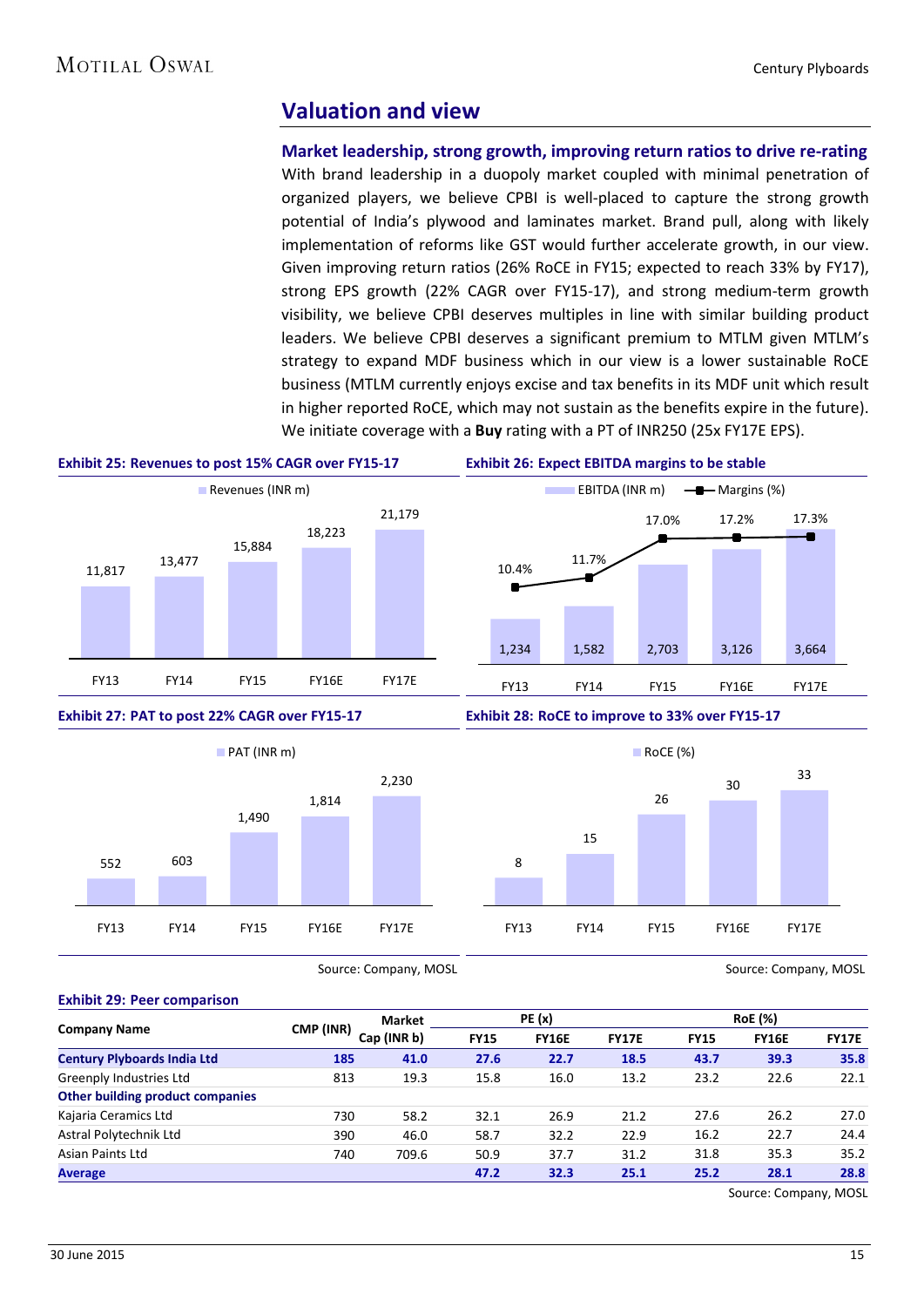## Valuation and view

### Market leadership, strong growth, improving return ratios to drive re-rating

With brand leadership in a duopoly market coupled with minimal penetration of organized players, we believe CPBI is well-placed to capture the strong growth potential of India's plywood and laminates market. Brand pull, along with likely implementation of reforms like GST would further accelerate growth, in our view. Given improving return ratios (26% RoCE in FY15; expected to reach 33% by FY17), strong EPS growth (22% CAGR over FY15-17), and strong medium-term growth visibility, we believe CPBI deserves multiples in line with similar building product leaders. We believe CPBI deserves a significant premium to MTLM given MTLM's strategy to expand MDF business which in our view is a lower sustainable RoCE business (MTLM currently enjoys excise and tax benefits in its MDF unit which result in higher reported RoCE, which may not sustain as the benefits expire in the future). We initiate coverage with a **Buy** rating with a PT of INR250 (25x FY17E EPS).

**Exhibit 25: Revenues to post 15% CAGR over FY15-17**

| | FY13 | FY14 | FY15 | FY16E | FY17E |
|---|---|---|---|---|---|
| Revenues (INR m) | 11,817 | 13,477 | 15,884 | 18,223 | 21,179 |

**Exhibit 26: Expect EBITDA margins to be stable**

| | FY13 | FY14 | FY15 | FY16E | FY17E |
|---|---|---|---|---|---|
| EBITDA (INR m) | 1,234 | 1,582 | 2,703 | 3,126 | 3,664 |
| Margins (%) | 10.4% | 11.7% | 17.0% | 17.2% | 17.3% |

**Exhibit 27: PAT to post 22% CAGR over FY15-17**

| | FY13 | FY14 | FY15 | FY16E | FY17E |
|---|---|---|---|---|---|
| PAT (INR m) | 552 | 603 | 1,490 | 1,814 | 2,230 |

Source: Company, MOSL

**Exhibit 28: RoCE to improve to 33% over FY15-17**

| | FY13 | FY14 | FY15 | FY16E | FY17E |
|---|---|---|---|---|---|
| RoCE (%) | 8 | 15 | 26 | 30 | 33 |

Source: Company, MOSL

**Exhibit 29: Peer comparison**

| Company Name | CMP (INR) | Market Cap (INR b) | PE (x) | | | RoE (%) | | |
|---|---|---|---|---|---|---|---|---|
| | | | FY15 | FY16E | FY17E | FY15 | FY16E | FY17E |
| **Century Plyboards India Ltd** | **185** | **41.0** | **27.6** | **22.7** | **18.5** | **43.7** | **39.3** | **35.8** |
| Greenply Industries Ltd | 813 | 19.3 | 15.8 | 16.0 | 13.2 | 23.2 | 22.6 | 22.1 |
| **Other building product companies** | | | | | | | | |
| Kajaria Ceramics Ltd | 730 | 58.2 | 32.1 | 26.9 | 21.2 | 27.6 | 26.2 | 27.0 |
| Astral Polytechnik Ltd | 390 | 46.0 | 58.7 | 32.2 | 22.9 | 16.2 | 22.7 | 24.4 |
| Asian Paints Ltd | 740 | 709.6 | 50.9 | 37.7 | 31.2 | 31.8 | 35.3 | 35.2 |
| **Average** | | | **47.2** | **32.3** | **25.1** | **25.2** | **28.1** | **28.8** |

Source: Company, MOSL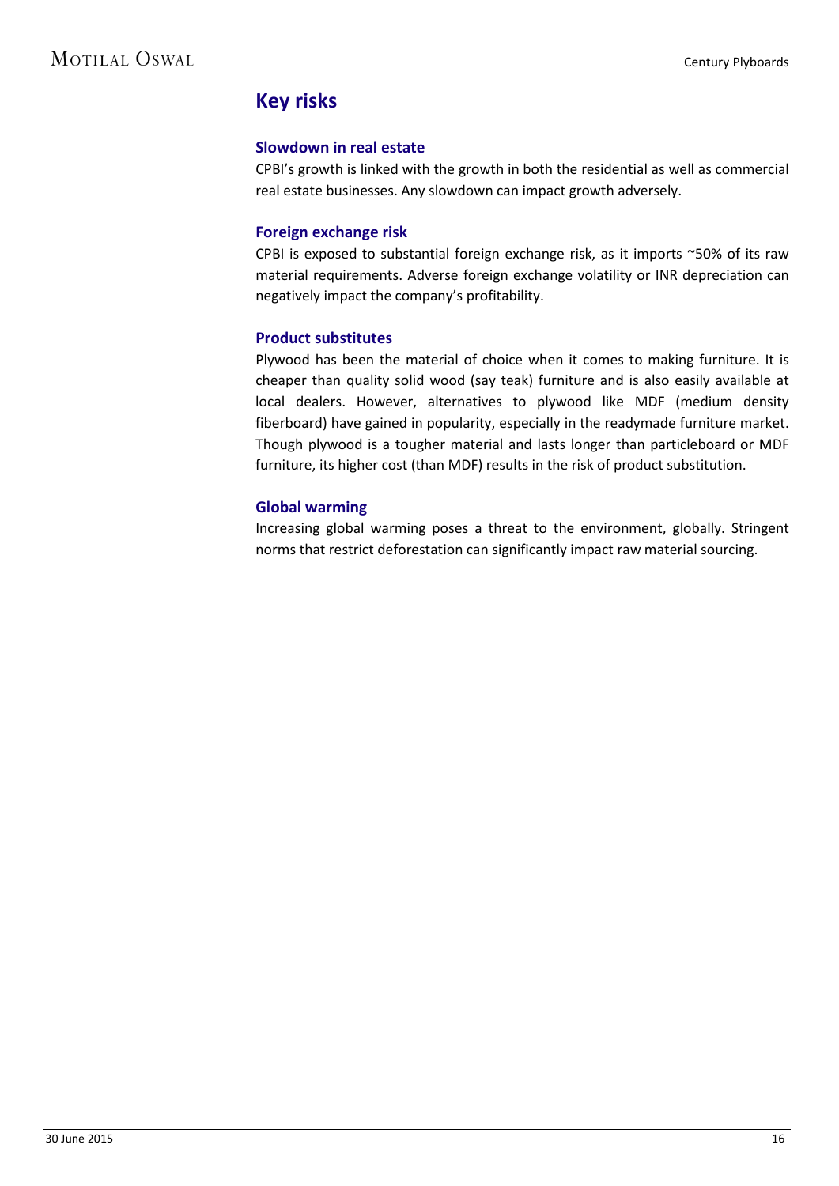## Key risks

### Slowdown in real estate

CPBI's growth is linked with the growth in both the residential as well as commercial real estate businesses. Any slowdown can impact growth adversely.

### Foreign exchange risk

CPBI is exposed to substantial foreign exchange risk, as it imports ~50% of its raw material requirements. Adverse foreign exchange volatility or INR depreciation can negatively impact the company's profitability.

### Product substitutes

Plywood has been the material of choice when it comes to making furniture. It is cheaper than quality solid wood (say teak) furniture and is also easily available at local dealers. However, alternatives to plywood like MDF (medium density fiberboard) have gained in popularity, especially in the readymade furniture market. Though plywood is a tougher material and lasts longer than particleboard or MDF furniture, its higher cost (than MDF) results in the risk of product substitution.

### Global warming

Increasing global warming poses a threat to the environment, globally. Stringent norms that restrict deforestation can significantly impact raw material sourcing.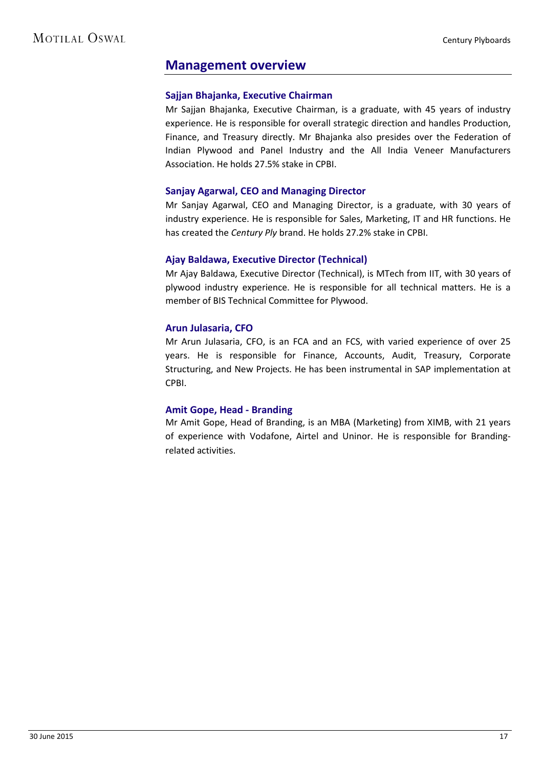## Management overview

### Sajjan Bhajanka, Executive Chairman

Mr Sajjan Bhajanka, Executive Chairman, is a graduate, with 45 years of industry experience. He is responsible for overall strategic direction and handles Production, Finance, and Treasury directly. Mr Bhajanka also presides over the Federation of Indian Plywood and Panel Industry and the All India Veneer Manufacturers Association. He holds 27.5% stake in CPBI.

### Sanjay Agarwal, CEO and Managing Director

Mr Sanjay Agarwal, CEO and Managing Director, is a graduate, with 30 years of industry experience. He is responsible for Sales, Marketing, IT and HR functions. He has created the *Century Ply* brand. He holds 27.2% stake in CPBI.

### Ajay Baldawa, Executive Director (Technical)

Mr Ajay Baldawa, Executive Director (Technical), is MTech from IIT, with 30 years of plywood industry experience. He is responsible for all technical matters. He is a member of BIS Technical Committee for Plywood.

### Arun Julasaria, CFO

Mr Arun Julasaria, CFO, is an FCA and an FCS, with varied experience of over 25 years. He is responsible for Finance, Accounts, Audit, Treasury, Corporate Structuring, and New Projects. He has been instrumental in SAP implementation at CPBI.

### Amit Gope, Head - Branding

Mr Amit Gope, Head of Branding, is an MBA (Marketing) from XIMB, with 21 years of experience with Vodafone, Airtel and Uninor. He is responsible for Branding-related activities.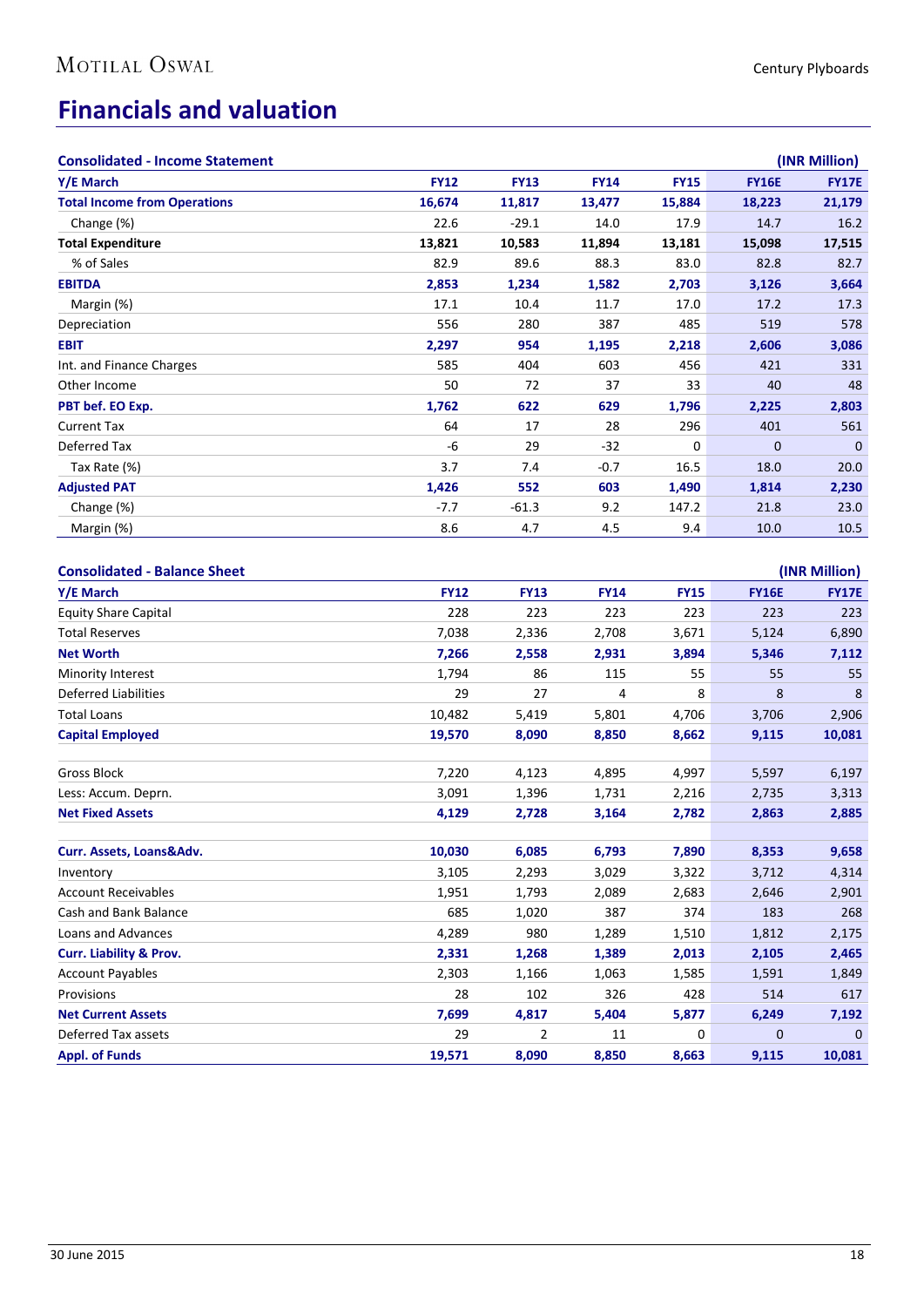# Financials and valuation

| Consolidated - Income Statement | | | | | | (INR Million) |
|---|---|---|---|---|---|---|
| **Y/E March** | **FY12** | **FY13** | **FY14** | **FY15** | **FY16E** | **FY17E** |
| **Total Income from Operations** | **16,674** | **11,817** | **13,477** | **15,884** | **18,223** | **21,179** |
| Change (%) | 22.6 | -29.1 | 14.0 | 17.9 | 14.7 | 16.2 |
| **Total Expenditure** | **13,821** | **10,583** | **11,894** | **13,181** | **15,098** | **17,515** |
| % of Sales | 82.9 | 89.6 | 88.3 | 83.0 | 82.8 | 82.7 |
| **EBITDA** | **2,853** | **1,234** | **1,582** | **2,703** | **3,126** | **3,664** |
| Margin (%) | 17.1 | 10.4 | 11.7 | 17.0 | 17.2 | 17.3 |
| Depreciation | 556 | 280 | 387 | 485 | 519 | 578 |
| **EBIT** | **2,297** | **954** | **1,195** | **2,218** | **2,606** | **3,086** |
| Int. and Finance Charges | 585 | 404 | 603 | 456 | 421 | 331 |
| Other Income | 50 | 72 | 37 | 33 | 40 | 48 |
| **PBT bef. EO Exp.** | **1,762** | **622** | **629** | **1,796** | **2,225** | **2,803** |
| Current Tax | 64 | 17 | 28 | 296 | 401 | 561 |
| Deferred Tax | -6 | 29 | -32 | 0 | 0 | 0 |
| Tax Rate (%) | 3.7 | 7.4 | -0.7 | 16.5 | 18.0 | 20.0 |
| **Adjusted PAT** | **1,426** | **552** | **603** | **1,490** | **1,814** | **2,230** |
| Change (%) | -7.7 | -61.3 | 9.2 | 147.2 | 21.8 | 23.0 |
| Margin (%) | 8.6 | 4.7 | 4.5 | 9.4 | 10.0 | 10.5 |

| Consolidated - Balance Sheet | | | | | | (INR Million) |
|---|---|---|---|---|---|---|
| **Y/E March** | **FY12** | **FY13** | **FY14** | **FY15** | **FY16E** | **FY17E** |
| Equity Share Capital | 228 | 223 | 223 | 223 | 223 | 223 |
| Total Reserves | 7,038 | 2,336 | 2,708 | 3,671 | 5,124 | 6,890 |
| **Net Worth** | **7,266** | **2,558** | **2,931** | **3,894** | **5,346** | **7,112** |
| Minority Interest | 1,794 | 86 | 115 | 55 | 55 | 55 |
| Deferred Liabilities | 29 | 27 | 4 | 8 | 8 | 8 |
| Total Loans | 10,482 | 5,419 | 5,801 | 4,706 | 3,706 | 2,906 |
| **Capital Employed** | **19,570** | **8,090** | **8,850** | **8,662** | **9,115** | **10,081** |
| | | | | | | |
| Gross Block | 7,220 | 4,123 | 4,895 | 4,997 | 5,597 | 6,197 |
| Less: Accum. Deprn. | 3,091 | 1,396 | 1,731 | 2,216 | 2,735 | 3,313 |
| **Net Fixed Assets** | **4,129** | **2,728** | **3,164** | **2,782** | **2,863** | **2,885** |
| | | | | | | |
| **Curr. Assets, Loans&Adv.** | **10,030** | **6,085** | **6,793** | **7,890** | **8,353** | **9,658** |
| Inventory | 3,105 | 2,293 | 3,029 | 3,322 | 3,712 | 4,314 |
| Account Receivables | 1,951 | 1,793 | 2,089 | 2,683 | 2,646 | 2,901 |
| Cash and Bank Balance | 685 | 1,020 | 387 | 374 | 183 | 268 |
| Loans and Advances | 4,289 | 980 | 1,289 | 1,510 | 1,812 | 2,175 |
| **Curr. Liability & Prov.** | **2,331** | **1,268** | **1,389** | **2,013** | **2,105** | **2,465** |
| Account Payables | 2,303 | 1,166 | 1,063 | 1,585 | 1,591 | 1,849 |
| Provisions | 28 | 102 | 326 | 428 | 514 | 617 |
| **Net Current Assets** | **7,699** | **4,817** | **5,404** | **5,877** | **6,249** | **7,192** |
| Deferred Tax assets | 29 | 2 | 11 | 0 | 0 | 0 |
| **Appl. of Funds** | **19,571** | **8,090** | **8,850** | **8,663** | **9,115** | **10,081** |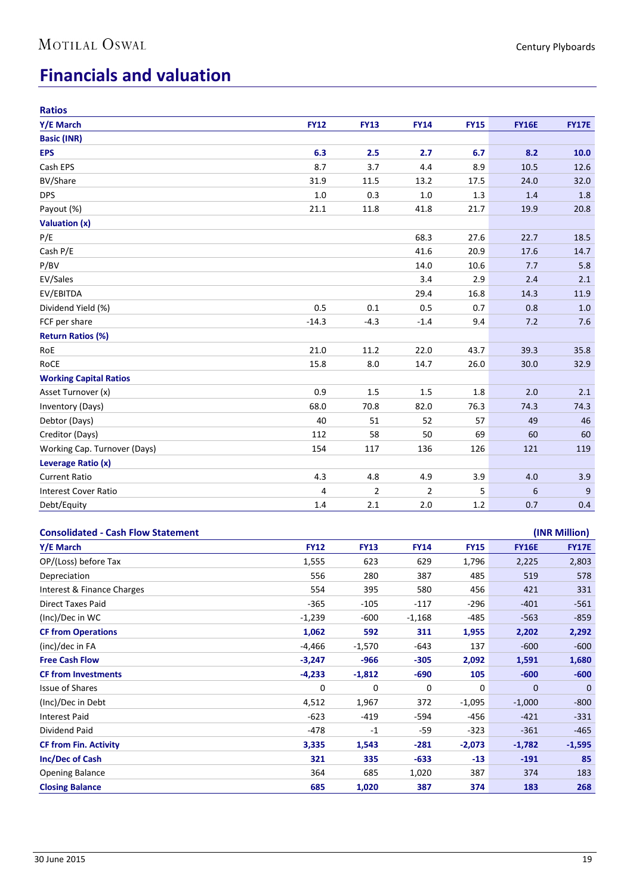# Financials and valuation

### Ratios

| Y/E March | FY12 | FY13 | FY14 | FY15 | FY16E | FY17E |
|---|---|---|---|---|---|---|
| **Basic (INR)** | | | | | | |
| **EPS** | **6.3** | **2.5** | **2.7** | **6.7** | **8.2** | **10.0** |
| Cash EPS | 8.7 | 3.7 | 4.4 | 8.9 | 10.5 | 12.6 |
| BV/Share | 31.9 | 11.5 | 13.2 | 17.5 | 24.0 | 32.0 |
| DPS | 1.0 | 0.3 | 1.0 | 1.3 | 1.4 | 1.8 |
| Payout (%) | 21.1 | 11.8 | 41.8 | 21.7 | 19.9 | 20.8 |
| **Valuation (x)** | | | | | | |
| P/E | | | 68.3 | 27.6 | 22.7 | 18.5 |
| Cash P/E | | | 41.6 | 20.9 | 17.6 | 14.7 |
| P/BV | | | 14.0 | 10.6 | 7.7 | 5.8 |
| EV/Sales | | | 3.4 | 2.9 | 2.4 | 2.1 |
| EV/EBITDA | | | 29.4 | 16.8 | 14.3 | 11.9 |
| Dividend Yield (%) | 0.5 | 0.1 | 0.5 | 0.7 | 0.8 | 1.0 |
| FCF per share | -14.3 | -4.3 | -1.4 | 9.4 | 7.2 | 7.6 |
| **Return Ratios (%)** | | | | | | |
| RoE | 21.0 | 11.2 | 22.0 | 43.7 | 39.3 | 35.8 |
| RoCE | 15.8 | 8.0 | 14.7 | 26.0 | 30.0 | 32.9 |
| **Working Capital Ratios** | | | | | | |
| Asset Turnover (x) | 0.9 | 1.5 | 1.5 | 1.8 | 2.0 | 2.1 |
| Inventory (Days) | 68.0 | 70.8 | 82.0 | 76.3 | 74.3 | 74.3 |
| Debtor (Days) | 40 | 51 | 52 | 57 | 49 | 46 |
| Creditor (Days) | 112 | 58 | 50 | 69 | 60 | 60 |
| Working Cap. Turnover (Days) | 154 | 117 | 136 | 126 | 121 | 119 |
| **Leverage Ratio (x)** | | | | | | |
| Current Ratio | 4.3 | 4.8 | 4.9 | 3.9 | 4.0 | 3.9 |
| Interest Cover Ratio | 4 | 2 | 2 | 5 | 6 | 9 |
| Debt/Equity | 1.4 | 2.1 | 2.0 | 1.2 | 0.7 | 0.4 |

### Consolidated - Cash Flow Statement (INR Million)

| Y/E March | FY12 | FY13 | FY14 | FY15 | FY16E | FY17E |
|---|---|---|---|---|---|---|
| OP/(Loss) before Tax | 1,555 | 623 | 629 | 1,796 | 2,225 | 2,803 |
| Depreciation | 556 | 280 | 387 | 485 | 519 | 578 |
| Interest & Finance Charges | 554 | 395 | 580 | 456 | 421 | 331 |
| Direct Taxes Paid | -365 | -105 | -117 | -296 | -401 | -561 |
| (Inc)/Dec in WC | -1,239 | -600 | -1,168 | -485 | -563 | -859 |
| **CF from Operations** | **1,062** | **592** | **311** | **1,955** | **2,202** | **2,292** |
| (inc)/dec in FA | -4,466 | -1,570 | -643 | 137 | -600 | -600 |
| **Free Cash Flow** | **-3,247** | **-966** | **-305** | **2,092** | **1,591** | **1,680** |
| **CF from Investments** | **-4,233** | **-1,812** | **-690** | **105** | **-600** | **-600** |
| Issue of Shares | 0 | 0 | 0 | 0 | 0 | 0 |
| (Inc)/Dec in Debt | 4,512 | 1,967 | 372 | -1,095 | -1,000 | -800 |
| Interest Paid | -623 | -419 | -594 | -456 | -421 | -331 |
| Dividend Paid | -478 | -1 | -59 | -323 | -361 | -465 |
| **CF from Fin. Activity** | **3,335** | **1,543** | **-281** | **-2,073** | **-1,782** | **-1,595** |
| **Inc/Dec of Cash** | **321** | **335** | **-633** | **-13** | **-191** | **85** |
| Opening Balance | 364 | 685 | 1,020 | 387 | 374 | 183 |
| **Closing Balance** | **685** | **1,020** | **387** | **374** | **183** | **268** |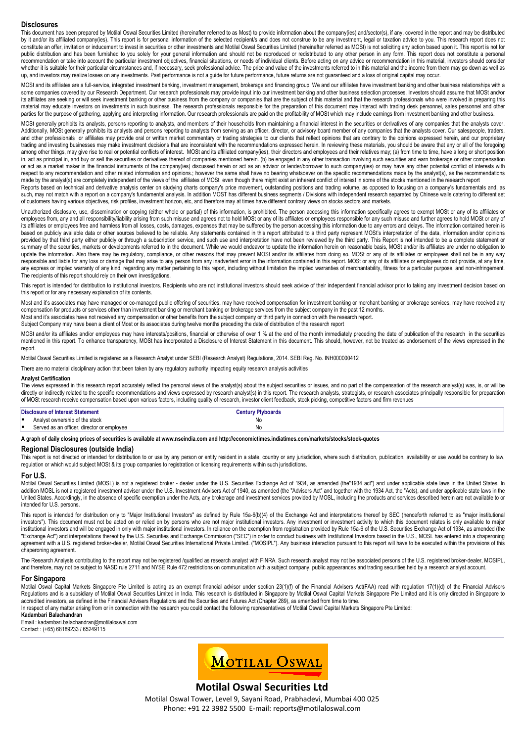## Disclosures

This document has been prepared by Motilal Oswal Securities Limited (hereinafter referred to as Most) to provide information about the company(ies) and/sector(s), if any, covered in the report and may be distributed by it and/or its affiliated company(ies). This report is for personal information of the selected recipient/s and does not construe to be any investment, legal or taxation advice to you. This research report does not constitute an offer, invitation or inducement to invest in securities or other investments and Motilal Oswal Securities Limited (hereinafter referred as MOSt) is not soliciting any action based upon it. This report is not for public distribution and has been furnished to you solely for your general information and should not be reproduced or redistributed to any other person in any form. This report does not constitute a personal recommendation or take into account the particular investment objectives, financial situations, or needs of individual clients. Before acting on any advice or recommendation in this material, investors should consider whether it is suitable for their particular circumstances and, if necessary, seek professional advice. The price and value of the investments referred to in this material and the income from them may go down as well as up, and investors may realize losses on any investments. Past performance is not a guide for future performance, future returns are not guaranteed and a loss of original capital may occur.

MOSt and its affiliates are a full-service, integrated investment banking, investment management, brokerage and financing group. We and our affiliates have investment banking and other business relationships with a some companies covered by our Research Department. Our research professionals may provide input into our investment banking and other business selection processes. Investors should assume that MOSt and/or its affiliates are seeking or will seek investment banking or other business from the company or companies that are the subject of this material and that the research professionals who were involved in preparing this material may educate investors on investments in such business. The research professionals responsible for the preparation of this document may interact with trading desk personnel, sales personnel and other parties for the purpose of gathering, applying and interpreting information. Our research professionals are paid on the profitability of MOSt which may include earnings from investment banking and other business.

MOSt generally prohibits its analysts, persons reporting to analysts, and members of their households from maintaining a financial interest in the securities or derivatives of any companies that the analysts cover. Additionally, MOSt generally prohibits its analysts and persons reporting to analysts from serving as an officer, director, or advisory board member of any companies that the analysts cover. Our salespeople, traders, and other professionals or affiliates may provide oral or written market commentary or trading strategies to our clients that reflect opinions that are contrary to the opinions expressed herein, and our proprietary trading and investing businesses may make investment decisions that are inconsistent with the recommendations expressed herein. In reviewing these materials, you should be aware that any or all of the foregoing among other things, may give rise to real or potential conflicts of interest. MOSt and its affiliated company(ies), their directors and employees and their relatives may; (a) from time to time, have a long or short position in, act as principal in, and buy or sell the securities or derivatives thereof of companies mentioned herein. (b) be engaged in any other transaction involving such securities and earn brokerage or other compensation or act as a market maker in the financial instruments of the company(ies) discussed herein or act as an advisor or lender/borrower to such company(ies) or may have any other potential conflict of interests with respect to any recommendation and other related information and opinions.; however the same shall have no bearing whatsoever on the specific recommendations made by the analyst(s), as the recommendations made by the analyst(s) are completely independent of the views of the affiliates of MOSt even though there might exist an inherent conflict of interest in some of the stocks mentioned in the research report

Reports based on technical and derivative analysis center on studying charts company's price movement, outstanding positions and trading volume, as opposed to focusing on a company's fundamentals and, as such, may not match with a report on a company's fundamental analysis. In addition MOST has different business segments / Divisions with independent research separated by Chinese walls catering to different set of customers having various objectives, risk profiles, investment horizon, etc, and therefore may at times have different contrary views on stocks sectors and markets.

Unauthorized disclosure, use, dissemination or copying (either whole or partial) of this information, is prohibited. The person accessing this information specifically agrees to exempt MOSt or any of its affiliates or employees from, any and all responsibility/liability arising from such misuse and agrees not to hold MOSt or any of its affiliates or employees responsible for any such misuse and further agrees to hold MOSt or any of its affiliates or employees free and harmless from all losses, costs, damages, expenses that may be suffered by the person accessing this information due to any errors and delays. The information contained herein is based on publicly available data or other sources believed to be reliable. Any statements contained in this report attributed to a third party represent MOSt's interpretation of the data, information and/or opinions provided by that third party either publicly or through a subscription service, and such use and interpretation have not been reviewed by the third party. This Report is not intended to be a complete statement or summary of the securities, markets or developments referred to in the document. While we would endeavor to update the information herein on reasonable basis, MOSt and/or its affiliates are under no obligation to update the information. Also there may be regulatory, compliance, or other reasons that may prevent MOSt and/or its affiliates from doing so. MOSt or any of its affiliates or employees shall not be in any way responsible and liable for any loss or damage that may arise to any person from any inadvertent error in the information contained in this report. MOSt or any of its affiliates or employees do not provide, at any time, any express or implied warranty of any kind, regarding any matter pertaining to this report, including without limitation the implied warranties of merchantability, fitness for a particular purpose, and non-infringement. The recipients of this report should rely on their own investigations.

This report is intended for distribution to institutional investors. Recipients who are not institutional investors should seek advice of their independent financial advisor prior to taking any investment decision based on this report or for any necessary explanation of its contents.

Most and it's associates may have managed or co-managed public offering of securities, may have received compensation for investment banking or merchant banking or brokerage services, may have received any compensation for products or services other than investment banking or merchant banking or brokerage services from the subject company in the past 12 months.
Most and it's associates have not received any compensation or other benefits from the subject company or third party in connection with the research report.
Subject Company may have been a client of Most or its associates during twelve months preceding the date of distribution of the research report

MOSt and/or its affiliates and/or employees may have interests/positions, financial or otherwise of over 1 % at the end of the month immediately preceding the date of publication of the research in the securities mentioned in this report. To enhance transparency, MOSt has incorporated a Disclosure of Interest Statement in this document. This should, however, not be treated as endorsement of the views expressed in the report.

Motilal Oswal Securities Limited is registered as a Research Analyst under SEBI (Research Analyst) Regulations, 2014. SEBI Reg. No. INH000000412

There are no material disciplinary action that been taken by any regulatory authority impacting equity research analysis activities

### Analyst Certification

The views expressed in this research report accurately reflect the personal views of the analyst(s) about the subject securities or issues, and no part of the compensation of the research analyst(s) was, is, or will be directly or indirectly related to the specific recommendations and views expressed by research analyst(s) in this report. The research analysts, strategists, or research associates principally responsible for preparation of MOSt research receive compensation based upon various factors, including quality of research, investor client feedback, stock picking, competitive factors and firm revenues

| Disclosure of Interest Statement | Century Plyboards |
|---|---|
| ▪ Analyst ownership of the stock | No |
| ▪ Served as an officer, director or employee | No |

**A graph of daily closing prices of securities is available at www.nseindia.com and http://economictimes.indiatimes.com/markets/stocks/stock-quotes**

## Regional Disclosures (outside India)

This report is not directed or intended for distribution to or use by any person or entity resident in a state, country or any jurisdiction, where such distribution, publication, availability or use would be contrary to law, regulation or which would subject MOSt & its group companies to registration or licensing requirements within such jurisdictions.

## For U.S.

Motilal Oswal Securities Limited (MOSL) is not a registered broker - dealer under the U.S. Securities Exchange Act of 1934, as amended (the"1934 act") and under applicable state laws in the United States. In addition MOSL is not a registered investment adviser under the U.S. Investment Advisers Act of 1940, as amended (the "Advisers Act" and together with the 1934 Act, the "Acts), and under applicable state laws in the United States. Accordingly, in the absence of specific exemption under the Acts, any brokerage and investment services provided by MOSL, including the products and services described herein are not available to or intended for U.S. persons.

This report is intended for distribution only to "Major Institutional Investors" as defined by Rule 15a-6(b)(4) of the Exchange Act and interpretations thereof by SEC (henceforth referred to as "major institutional investors"). This document must not be acted on or relied on by persons who are not major institutional investors. Any investment or investment activity to which this document relates is only available to major institutional investors and will be engaged in only with major institutional investors. In reliance on the exemption from registration provided by Rule 15a-6 of the U.S. Securities Exchange Act of 1934, as amended (the "Exchange Act") and interpretations thereof by the U.S. Securities and Exchange Commission ("SEC") in order to conduct business with Institutional Investors based in the U.S., MOSL has entered into a chaperoning agreement with a U.S. registered broker-dealer, Motilal Oswal Securities International Private Limited. ("MOSIPL"). Any business interaction pursuant to this report will have to be executed within the provisions of this chaperoning agreement.

The Research Analysts contributing to the report may not be registered /qualified as research analyst with FINRA. Such research analyst may not be associated persons of the U.S. registered broker-dealer, MOSIPL, and therefore, may not be subject to NASD rule 2711 and NYSE Rule 472 restrictions on communication with a subject company, public appearances and trading securities held by a research analyst account.

## For Singapore

Motilal Oswal Capital Markets Singapore Pte Limited is acting as an exempt financial advisor under section 23(1)(f) of the Financial Advisers Act(FAA) read with regulation 17(1)(d) of the Financial Advisors Regulations and is a subsidiary of Motilal Oswal Securities Limited in India. This research is distributed in Singapore by Motilal Oswal Capital Markets Singapore Pte Limited and it is only directed in Singapore to accredited investors, as defined in the Financial Advisers Regulations and the Securities and Futures Act (Chapter 289), as amended from time to time.
In respect of any matter arising from or in connection with the research you could contact the following representatives of Motilal Oswal Capital Markets Singapore Pte Limited:

**Kadambari Balachandran**
Email : kadambari.balachandran@motilaloswal.com
Contact : (+65) 68189233 / 65249115

**Motilal Oswal Securities Ltd**
Motilal Oswal Tower, Level 9, Sayani Road, Prabhadevi, Mumbai 400 025
Phone: +91 22 3982 5500 E-mail: reports@motilaloswal.com